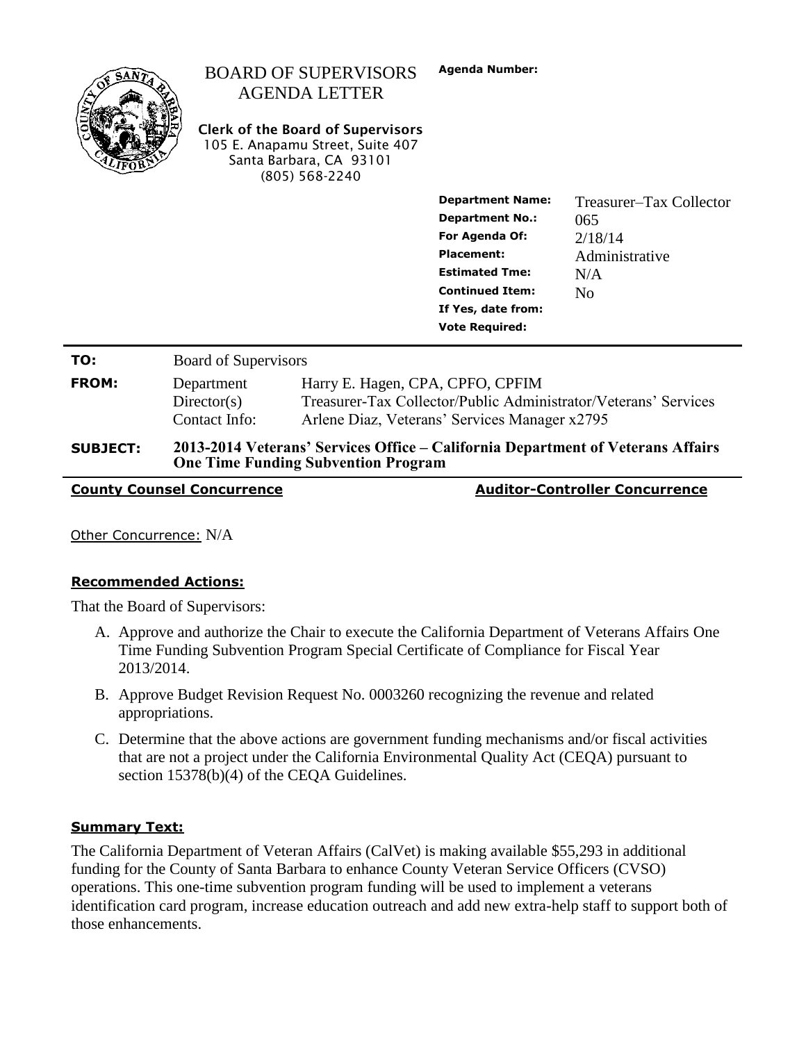# BOARD OF SUPERVISORS AGENDA LETTER

**Clerk of the Board of Supervisors**
105 E. Anapamu Street, Suite 407
Santa Barbara, CA 93101
(805) 568-2240

**Agenda Number:**

| | |
|---|---|
| **Department Name:** | Treasurer–Tax Collector |
| **Department No.:** | 065 |
| **For Agenda Of:** | 2/18/14 |
| **Placement:** | Administrative |
| **Estimated Tme:** | N/A |
| **Continued Item:** | No |
| **If Yes, date from:** | |
| **Vote Required:** | |

| | | |
|---|---|---|
| **TO:** | Board of Supervisors | |
| **FROM:** | Department Director(s) | Harry E. Hagen, CPA, CPFO, CPFIM Treasurer-Tax Collector/Public Administrator/Veterans' Services |
| | Contact Info: | Arlene Diaz, Veterans' Services Manager x2795 |
| **SUBJECT:** | **2013-2014 Veterans' Services Office – California Department of Veterans Affairs One Time Funding Subvention Program** | |

**County Counsel Concurrence** | **Auditor-Controller Concurrence**

Other Concurrence: N/A

## Recommended Actions:

That the Board of Supervisors:

A. Approve and authorize the Chair to execute the California Department of Veterans Affairs One Time Funding Subvention Program Special Certificate of Compliance for Fiscal Year 2013/2014.

B. Approve Budget Revision Request No. 0003260 recognizing the revenue and related appropriations.

C. Determine that the above actions are government funding mechanisms and/or fiscal activities that are not a project under the California Environmental Quality Act (CEQA) pursuant to section 15378(b)(4) of the CEQA Guidelines.

## Summary Text:

The California Department of Veteran Affairs (CalVet) is making available $55,293 in additional funding for the County of Santa Barbara to enhance County Veteran Service Officers (CVSO) operations. This one-time subvention program funding will be used to implement a veterans identification card program, increase education outreach and add new extra-help staff to support both of those enhancements.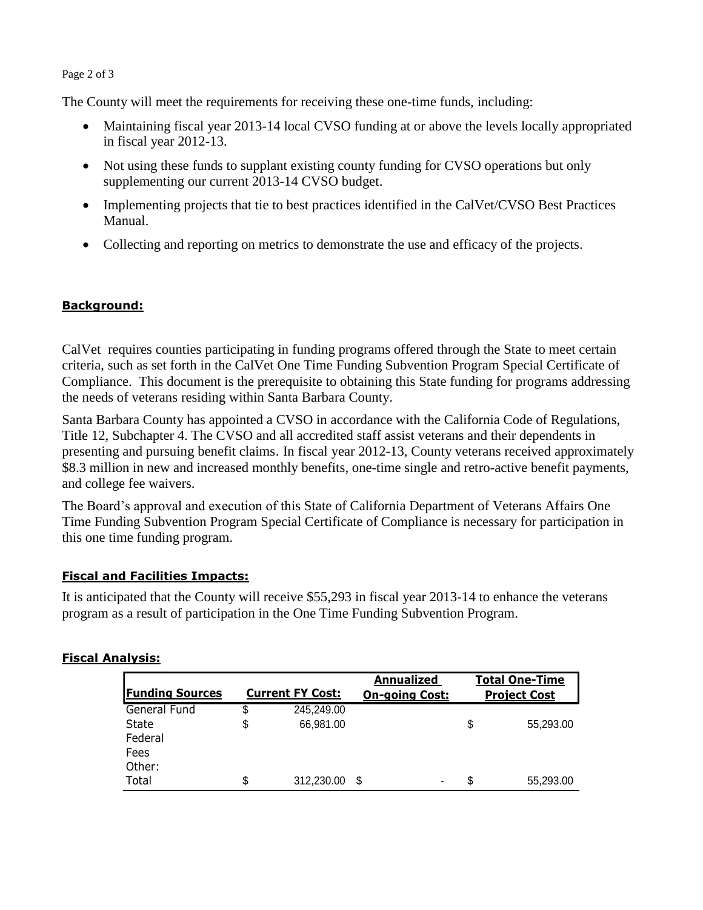The County will meet the requirements for receiving these one-time funds, including:

- Maintaining fiscal year 2013-14 local CVSO funding at or above the levels locally appropriated in fiscal year 2012-13.
- Not using these funds to supplant existing county funding for CVSO operations but only supplementing our current 2013-14 CVSO budget.
- Implementing projects that tie to best practices identified in the CalVet/CVSO Best Practices Manual.
- Collecting and reporting on metrics to demonstrate the use and efficacy of the projects.

**Background:**

CalVet requires counties participating in funding programs offered through the State to meet certain criteria, such as set forth in the CalVet One Time Funding Subvention Program Special Certificate of Compliance. This document is the prerequisite to obtaining this State funding for programs addressing the needs of veterans residing within Santa Barbara County.

Santa Barbara County has appointed a CVSO in accordance with the California Code of Regulations, Title 12, Subchapter 4. The CVSO and all accredited staff assist veterans and their dependents in presenting and pursuing benefit claims. In fiscal year 2012-13, County veterans received approximately $8.3 million in new and increased monthly benefits, one-time single and retro-active benefit payments, and college fee waivers.

The Board's approval and execution of this State of California Department of Veterans Affairs One Time Funding Subvention Program Special Certificate of Compliance is necessary for participation in this one time funding program.

**Fiscal and Facilities Impacts:**

It is anticipated that the County will receive $55,293 in fiscal year 2013-14 to enhance the veterans program as a result of participation in the One Time Funding Subvention Program.

**Fiscal Analysis:**

| Funding Sources | Current FY Cost: | Annualized On-going Cost: | Total One-Time Project Cost |
|---|---|---|---|
| General Fund | $ 245,249.00 | | |
| State | $ 66,981.00 | | $ 55,293.00 |
| Federal | | | |
| Fees | | | |
| Other: | | | |
| Total | $ 312,230.00 | $ - | $ 55,293.00 |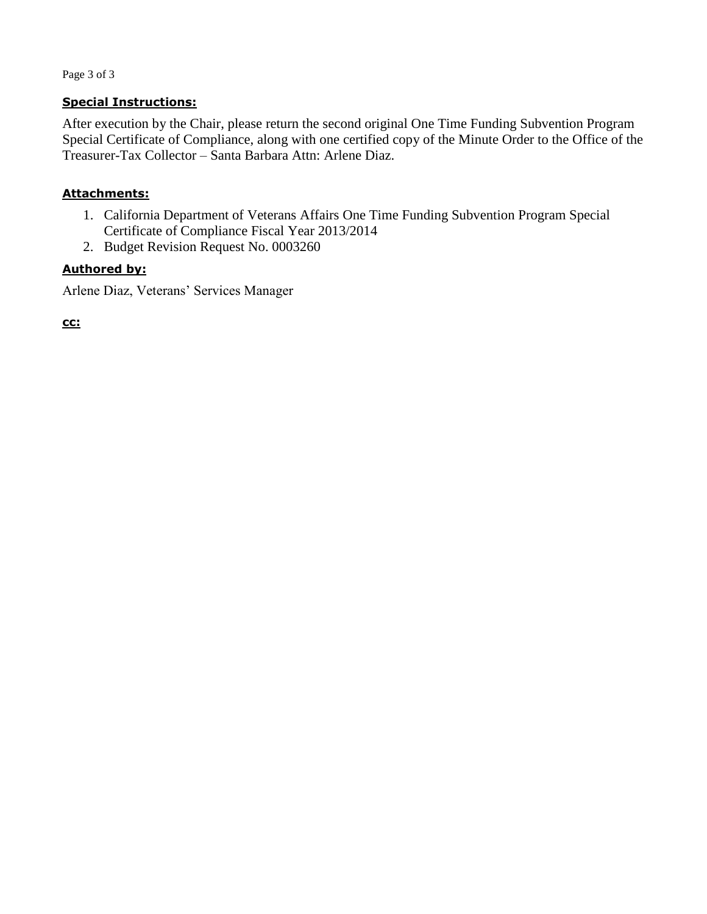**Special Instructions:**

After execution by the Chair, please return the second original One Time Funding Subvention Program Special Certificate of Compliance, along with one certified copy of the Minute Order to the Office of the Treasurer-Tax Collector – Santa Barbara Attn: Arlene Diaz.

**Attachments:**

1. California Department of Veterans Affairs One Time Funding Subvention Program Special Certificate of Compliance Fiscal Year 2013/2014
2. Budget Revision Request No. 0003260

**Authored by:**

Arlene Diaz, Veterans' Services Manager

**cc:**